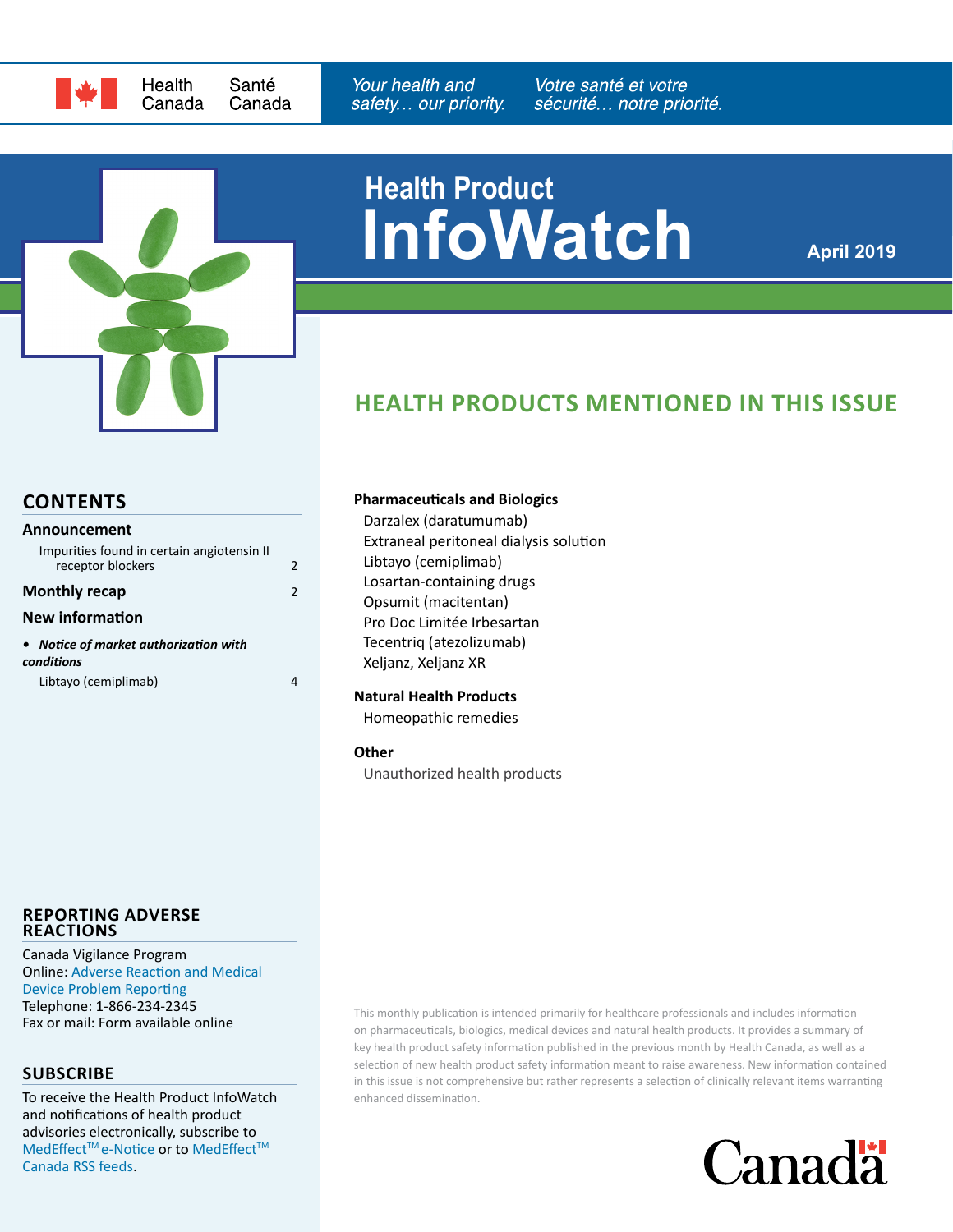Health Canada | Santé Canada

*Your health and safety… our priority.* | *Votre santé et votre sécurité… notre priorité.*

# Health Product InfoWatch

**April 2019**

## HEALTH PRODUCTS MENTIONED IN THIS ISSUE

**Pharmaceuticals and Biologics**

- Darzalex (daratumumab)
- Extraneal peritoneal dialysis solution
- Libtayo (cemiplimab)
- Losartan-containing drugs
- Opsumit (macitentan)
- Pro Doc Limitée Irbesartan
- Tecentriq (atezolizumab)
- Xeljanz, Xeljanz XR

**Natural Health Products**

- Homeopathic remedies

**Other**

- Unauthorized health products

## CONTENTS

**Announcement**

Impurities found in certain angiotensin II receptor blockers — 2

**Monthly recap** — 2

**New information**

- ***Notice of market authorization with conditions***

Libtayo (cemiplimab) — 4

## REPORTING ADVERSE REACTIONS

Canada Vigilance Program
Online: Adverse Reaction and Medical Device Problem Reporting
Telephone: 1-866-234-2345
Fax or mail: Form available online

## SUBSCRIBE

To receive the Health Product InfoWatch and notifications of health product advisories electronically, subscribe to MedEffect™ e-Notice or to MedEffect™ Canada RSS feeds.

This monthly publication is intended primarily for healthcare professionals and includes information on pharmaceuticals, biologics, medical devices and natural health products. It provides a summary of key health product safety information published in the previous month by Health Canada, as well as a selection of new health product safety information meant to raise awareness. New information contained in this issue is not comprehensive but rather represents a selection of clinically relevant items warranting enhanced dissemination.

Canada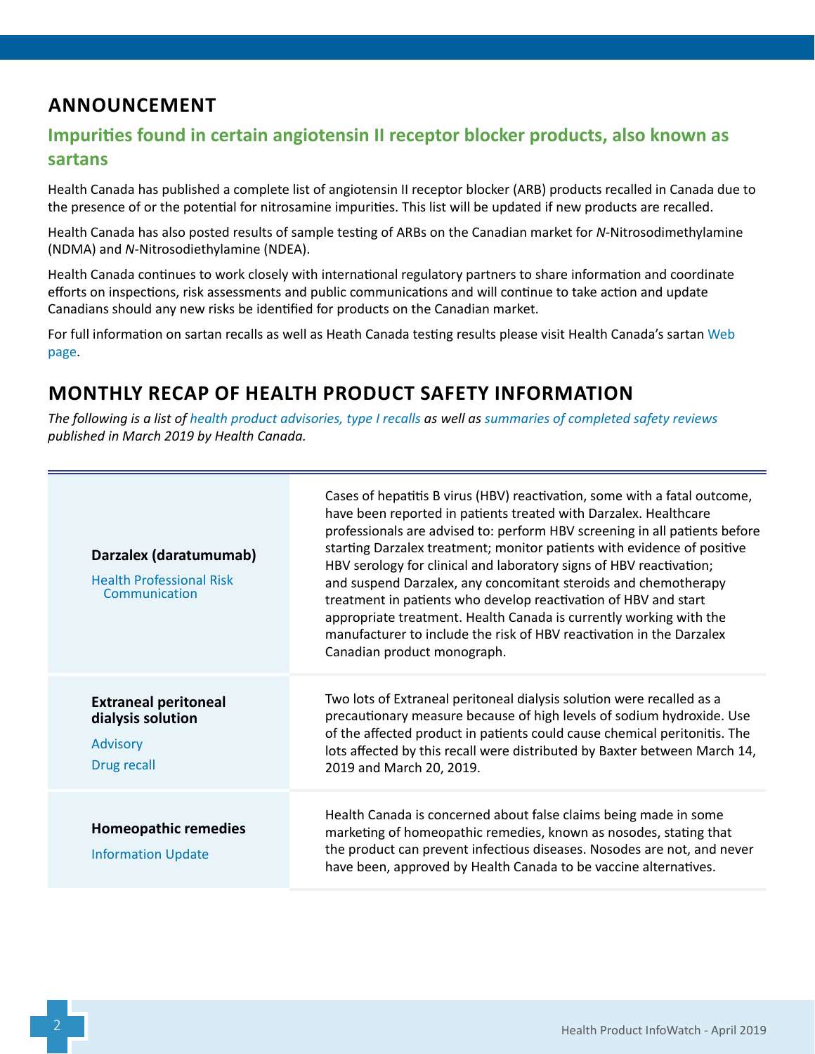## ANNOUNCEMENT

### Impurities found in certain angiotensin II receptor blocker products, also known as sartans

Health Canada has published a complete list of angiotensin II receptor blocker (ARB) products recalled in Canada due to the presence of or the potential for nitrosamine impurities. This list will be updated if new products are recalled.

Health Canada has also posted results of sample testing of ARBs on the Canadian market for *N*-Nitrosodimethylamine (NDMA) and *N*-Nitrosodiethylamine (NDEA).

Health Canada continues to work closely with international regulatory partners to share information and coordinate efforts on inspections, risk assessments and public communications and will continue to take action and update Canadians should any new risks be identified for products on the Canadian market.

For full information on sartan recalls as well as Heath Canada testing results please visit Health Canada's sartan Web page.

## MONTHLY RECAP OF HEALTH PRODUCT SAFETY INFORMATION

*The following is a list of health product advisories, type I recalls as well as summaries of completed safety reviews published in March 2019 by Health Canada.*

| | |
|---|---|
| **Darzalex (daratumumab)**<br>Health Professional Risk Communication | Cases of hepatitis B virus (HBV) reactivation, some with a fatal outcome, have been reported in patients treated with Darzalex. Healthcare professionals are advised to: perform HBV screening in all patients before starting Darzalex treatment; monitor patients with evidence of positive HBV serology for clinical and laboratory signs of HBV reactivation; and suspend Darzalex, any concomitant steroids and chemotherapy treatment in patients who develop reactivation of HBV and start appropriate treatment. Health Canada is currently working with the manufacturer to include the risk of HBV reactivation in the Darzalex Canadian product monograph. |
| **Extraneal peritoneal dialysis solution**<br>Advisory<br>Drug recall | Two lots of Extraneal peritoneal dialysis solution were recalled as a precautionary measure because of high levels of sodium hydroxide. Use of the affected product in patients could cause chemical peritonitis. The lots affected by this recall were distributed by Baxter between March 14, 2019 and March 20, 2019. |
| **Homeopathic remedies**<br>Information Update | Health Canada is concerned about false claims being made in some marketing of homeopathic remedies, known as nosodes, stating that the product can prevent infectious diseases. Nosodes are not, and never have been, approved by Health Canada to be vaccine alternatives. |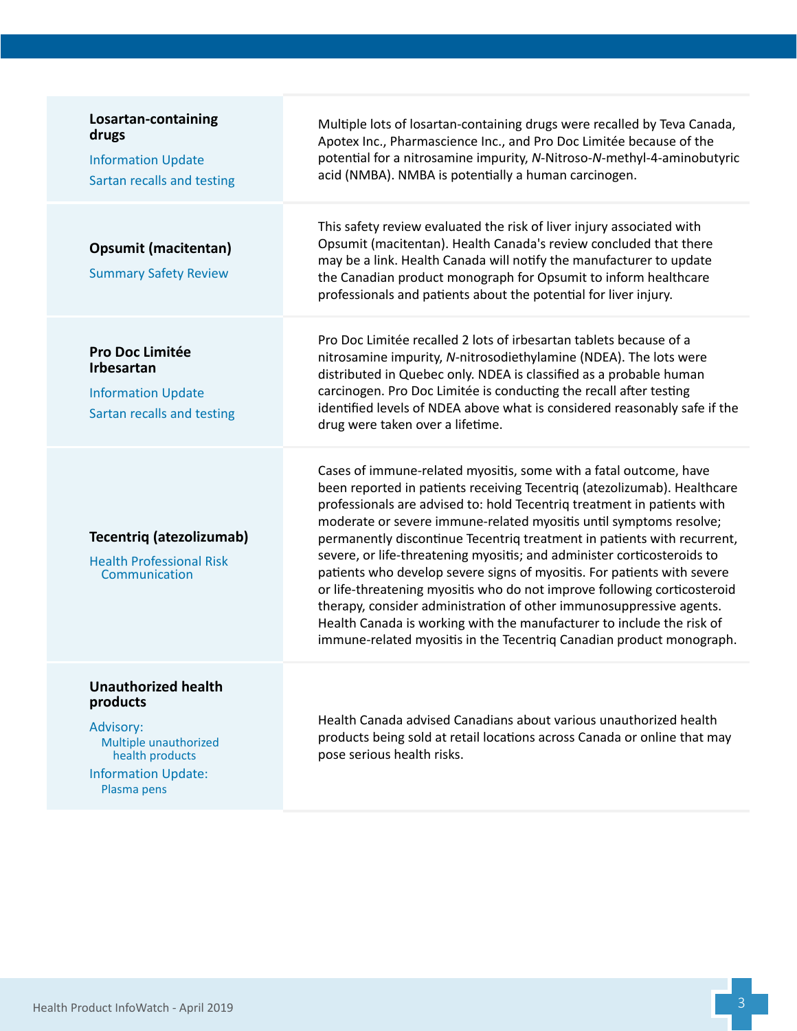| | |
|---|---|
| **Losartan-containing drugs**<br>Information Update<br>Sartan recalls and testing | Multiple lots of losartan-containing drugs were recalled by Teva Canada, Apotex Inc., Pharmascience Inc., and Pro Doc Limitée because of the potential for a nitrosamine impurity, *N*-Nitroso-*N*-methyl-4-aminobutyric acid (NMBA). NMBA is potentially a human carcinogen. |
| **Opsumit (macitentan)**<br>Summary Safety Review | This safety review evaluated the risk of liver injury associated with Opsumit (macitentan). Health Canada's review concluded that there may be a link. Health Canada will notify the manufacturer to update the Canadian product monograph for Opsumit to inform healthcare professionals and patients about the potential for liver injury. |
| **Pro Doc Limitée Irbesartan**<br>Information Update<br>Sartan recalls and testing | Pro Doc Limitée recalled 2 lots of irbesartan tablets because of a nitrosamine impurity, *N*-nitrosodiethylamine (NDEA). The lots were distributed in Quebec only. NDEA is classified as a probable human carcinogen. Pro Doc Limitée is conducting the recall after testing identified levels of NDEA above what is considered reasonably safe if the drug were taken over a lifetime. |
| **Tecentriq (atezolizumab)**<br>Health Professional Risk Communication | Cases of immune-related myositis, some with a fatal outcome, have been reported in patients receiving Tecentriq (atezolizumab). Healthcare professionals are advised to: hold Tecentriq treatment in patients with moderate or severe immune-related myositis until symptoms resolve; permanently discontinue Tecentriq treatment in patients with recurrent, severe, or life-threatening myositis; and administer corticosteroids to patients who develop severe signs of myositis. For patients with severe or life-threatening myositis who do not improve following corticosteroid therapy, consider administration of other immunosuppressive agents. Health Canada is working with the manufacturer to include the risk of immune-related myositis in the Tecentriq Canadian product monograph. |
| **Unauthorized health products**<br>Advisory:<br>Multiple unauthorized health products<br>Information Update:<br>Plasma pens | Health Canada advised Canadians about various unauthorized health products being sold at retail locations across Canada or online that may pose serious health risks. |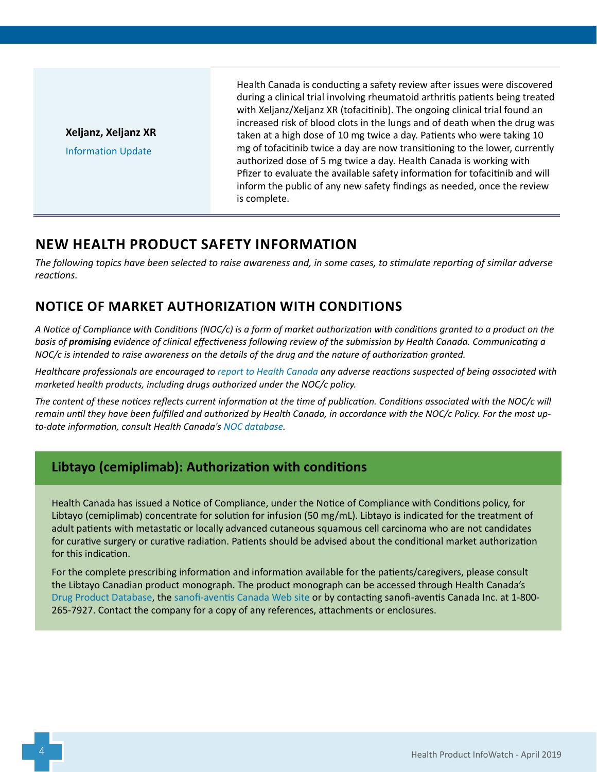| | |
|---|---|
| **Xeljanz, Xeljanz XR**<br>Information Update | Health Canada is conducting a safety review after issues were discovered during a clinical trial involving rheumatoid arthritis patients being treated with Xeljanz/Xeljanz XR (tofacitinib). The ongoing clinical trial found an increased risk of blood clots in the lungs and of death when the drug was taken at a high dose of 10 mg twice a day. Patients who were taking 10 mg of tofacitinib twice a day are now transitioning to the lower, currently authorized dose of 5 mg twice a day. Health Canada is working with Pfizer to evaluate the available safety information for tofacitinib and will inform the public of any new safety findings as needed, once the review is complete. |

## NEW HEALTH PRODUCT SAFETY INFORMATION

*The following topics have been selected to raise awareness and, in some cases, to stimulate reporting of similar adverse reactions.*

## NOTICE OF MARKET AUTHORIZATION WITH CONDITIONS

*A Notice of Compliance with Conditions (NOC/c) is a form of market authorization with conditions granted to a product on the basis of* ***promising*** *evidence of clinical effectiveness following review of the submission by Health Canada. Communicating a NOC/c is intended to raise awareness on the details of the drug and the nature of authorization granted.*

*Healthcare professionals are encouraged to report to Health Canada any adverse reactions suspected of being associated with marketed health products, including drugs authorized under the NOC/c policy.*

*The content of these notices reflects current information at the time of publication. Conditions associated with the NOC/c will remain until they have been fulfilled and authorized by Health Canada, in accordance with the NOC/c Policy. For the most up-to-date information, consult Health Canada's NOC database.*

### Libtayo (cemiplimab): Authorization with conditions

Health Canada has issued a Notice of Compliance, under the Notice of Compliance with Conditions policy, for Libtayo (cemiplimab) concentrate for solution for infusion (50 mg/mL). Libtayo is indicated for the treatment of adult patients with metastatic or locally advanced cutaneous squamous cell carcinoma who are not candidates for curative surgery or curative radiation. Patients should be advised about the conditional market authorization for this indication.

For the complete prescribing information and information available for the patients/caregivers, please consult the Libtayo Canadian product monograph. The product monograph can be accessed through Health Canada's Drug Product Database, the sanofi-aventis Canada Web site or by contacting sanofi-aventis Canada Inc. at 1-800-265-7927. Contact the company for a copy of any references, attachments or enclosures.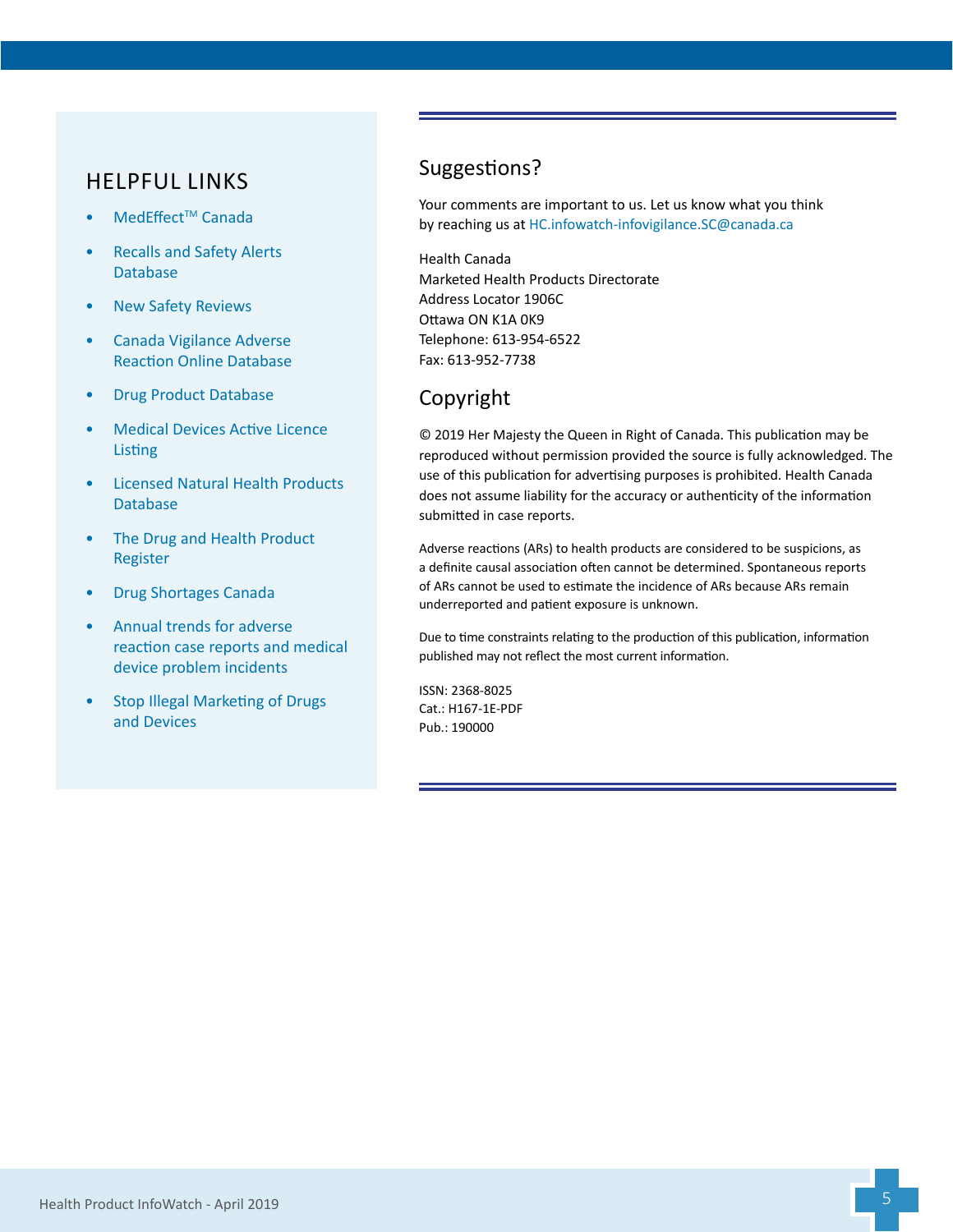## HELPFUL LINKS

- MedEffect™ Canada
- Recalls and Safety Alerts Database
- New Safety Reviews
- Canada Vigilance Adverse Reaction Online Database
- Drug Product Database
- Medical Devices Active Licence Listing
- Licensed Natural Health Products Database
- The Drug and Health Product Register
- Drug Shortages Canada
- Annual trends for adverse reaction case reports and medical device problem incidents
- Stop Illegal Marketing of Drugs and Devices

## Suggestions?

Your comments are important to us. Let us know what you think by reaching us at HC.infowatch-infovigilance.SC@canada.ca

Health Canada
Marketed Health Products Directorate
Address Locator 1906C
Ottawa ON K1A 0K9
Telephone: 613-954-6522
Fax: 613-952-7738

## Copyright

© 2019 Her Majesty the Queen in Right of Canada. This publication may be reproduced without permission provided the source is fully acknowledged. The use of this publication for advertising purposes is prohibited. Health Canada does not assume liability for the accuracy or authenticity of the information submitted in case reports.

Adverse reactions (ARs) to health products are considered to be suspicions, as a definite causal association often cannot be determined. Spontaneous reports of ARs cannot be used to estimate the incidence of ARs because ARs remain underreported and patient exposure is unknown.

Due to time constraints relating to the production of this publication, information published may not reflect the most current information.

ISSN: 2368-8025
Cat.: H167-1E-PDF
Pub.: 190000